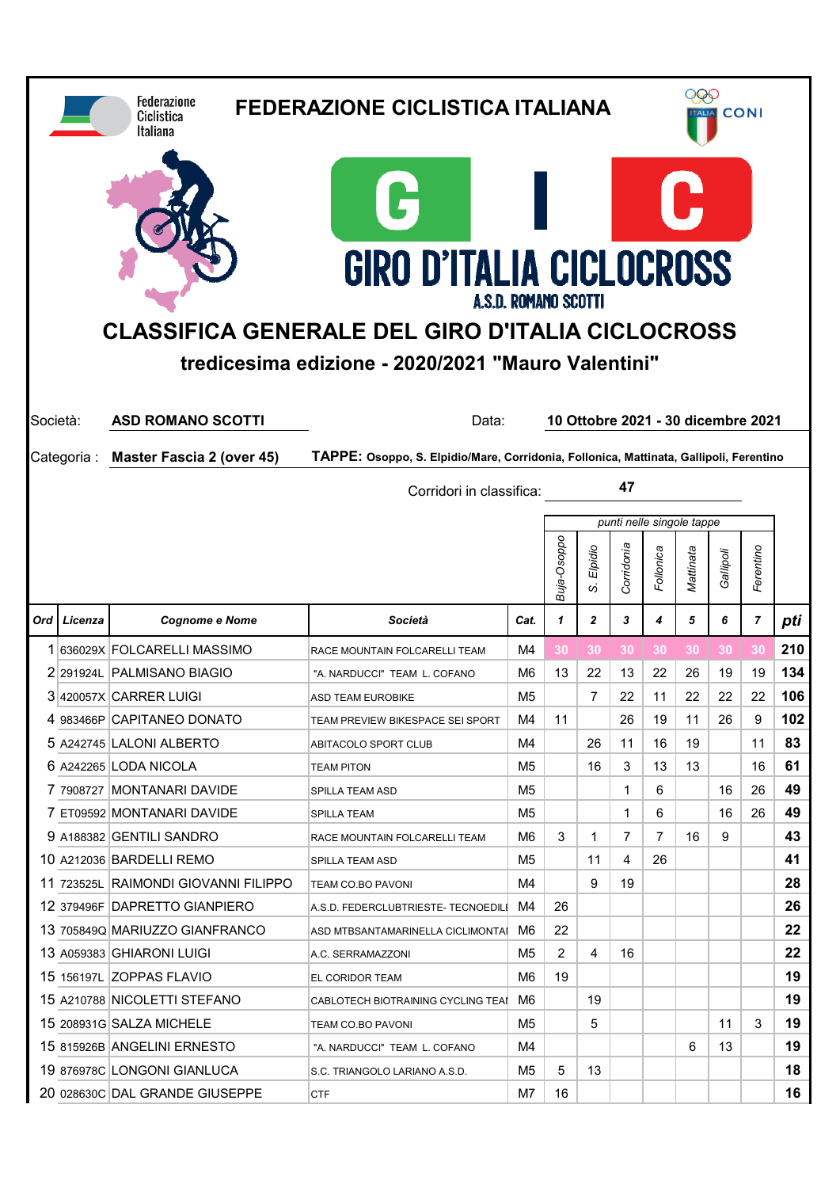Federazione Ciclistica Italiana

# FEDERAZIONE CICLISTICA ITALIANA

CONI

# GIRO D'ITALIA CICLOCROSS

A.S.D. ROMANO SCOTTI

## CLASSIFICA GENERALE DEL GIRO D'ITALIA CICLOCROSS

### tredicesima edizione - 2020/2021 "Mauro Valentini"

Società: **ASD ROMANO SCOTTI** Data: **10 Ottobre 2021 - 30 dicembre 2021**

Categoria : **Master Fascia 2 (over 45)** **TAPPE: Osoppo, S. Elpidio/Mare, Corridonia, Follonica, Mattinata, Gallipoli, Ferentino**

Corridori in classifica: **47**

| | | | | | punti nelle singole tappe | | | | | | | |
|---|---|---|---|---|---|---|---|---|---|---|---|---|
| | | | | | *Buja-Osoppo* | *S. Elpidio* | *Corridonia* | *Follonica* | *Mattinata* | *Gallipoli* | *Ferentino* | |
| ***Ord*** | ***Licenza*** | ***Cognome e Nome*** | ***Società*** | ***Cat.*** | ***1*** | ***2*** | ***3*** | ***4*** | ***5*** | ***6*** | ***7*** | ***pti*** |
| 1 | 636029X | FOLCARELLI MASSIMO | RACE MOUNTAIN FOLCARELLI TEAM | M4 | 30 | 30 | 30 | 30 | 30 | 30 | 30 | **210** |
| 2 | 291924L | PALMISANO BIAGIO | "A. NARDUCCI" TEAM L. COFANO | M6 | 13 | 22 | 13 | 22 | 26 | 19 | 19 | **134** |
| 3 | 420057X | CARRER LUIGI | ASD TEAM EUROBIKE | M5 | | 7 | 22 | 11 | 22 | 22 | 22 | **106** |
| 4 | 983466P | CAPITANEO DONATO | TEAM PREVIEW BIKESPACE SEI SPORT | M4 | 11 | | 26 | 19 | 11 | 26 | 9 | **102** |
| 5 | A242745 | LALONI ALBERTO | ABITACOLO SPORT CLUB | M4 | | 26 | 11 | 16 | 19 | | 11 | **83** |
| 6 | A242265 | LODA NICOLA | TEAM PITON | M5 | | 16 | 3 | 13 | 13 | | 16 | **61** |
| 7 | 7908727 | MONTANARI DAVIDE | SPILLA TEAM ASD | M5 | | | 1 | 6 | | 16 | 26 | **49** |
| 7 | ET09592 | MONTANARI DAVIDE | SPILLA TEAM | M5 | | | 1 | 6 | | 16 | 26 | **49** |
| 9 | A188382 | GENTILI SANDRO | RACE MOUNTAIN FOLCARELLI TEAM | M6 | 3 | 1 | 7 | 7 | 16 | 9 | | **43** |
| 10 | A212036 | BARDELLI REMO | SPILLA TEAM ASD | M5 | | 11 | 4 | 26 | | | | **41** |
| 11 | 723525L | RAIMONDI GIOVANNI FILIPPO | TEAM CO.BO PAVONI | M4 | | 9 | 19 | | | | | **28** |
| 12 | 379496F | DAPRETTO GIANPIERO | A.S.D. FEDERCLUBTRIESTE- TECNOEDILI | M4 | 26 | | | | | | | **26** |
| 13 | 705849Q | MARIUZZO GIANFRANCO | ASD MTBSANTAMARINELLA CICLIMONTAI | M6 | 22 | | | | | | | **22** |
| 13 | A059383 | GHIARONI LUIGI | A.C. SERRAMAZZONI | M5 | 2 | 4 | 16 | | | | | **22** |
| 15 | 156197L | ZOPPAS FLAVIO | EL CORIDOR TEAM | M6 | 19 | | | | | | | **19** |
| 15 | A210788 | NICOLETTI STEFANO | CABLOTECH BIOTRAINING CYCLING TEAI | M6 | | 19 | | | | | | **19** |
| 15 | 208931G | SALZA MICHELE | TEAM CO.BO PAVONI | M5 | | 5 | | | | 11 | 3 | **19** |
| 15 | 815926B | ANGELINI ERNESTO | "A. NARDUCCI" TEAM L. COFANO | M4 | | | | | 6 | 13 | | **19** |
| 19 | 876978C | LONGONI GIANLUCA | S.C. TRIANGOLO LARIANO A.S.D. | M5 | 5 | 13 | | | | | | **18** |
| 20 | 028630C | DAL GRANDE GIUSEPPE | CTF | M7 | 16 | | | | | | | **16** |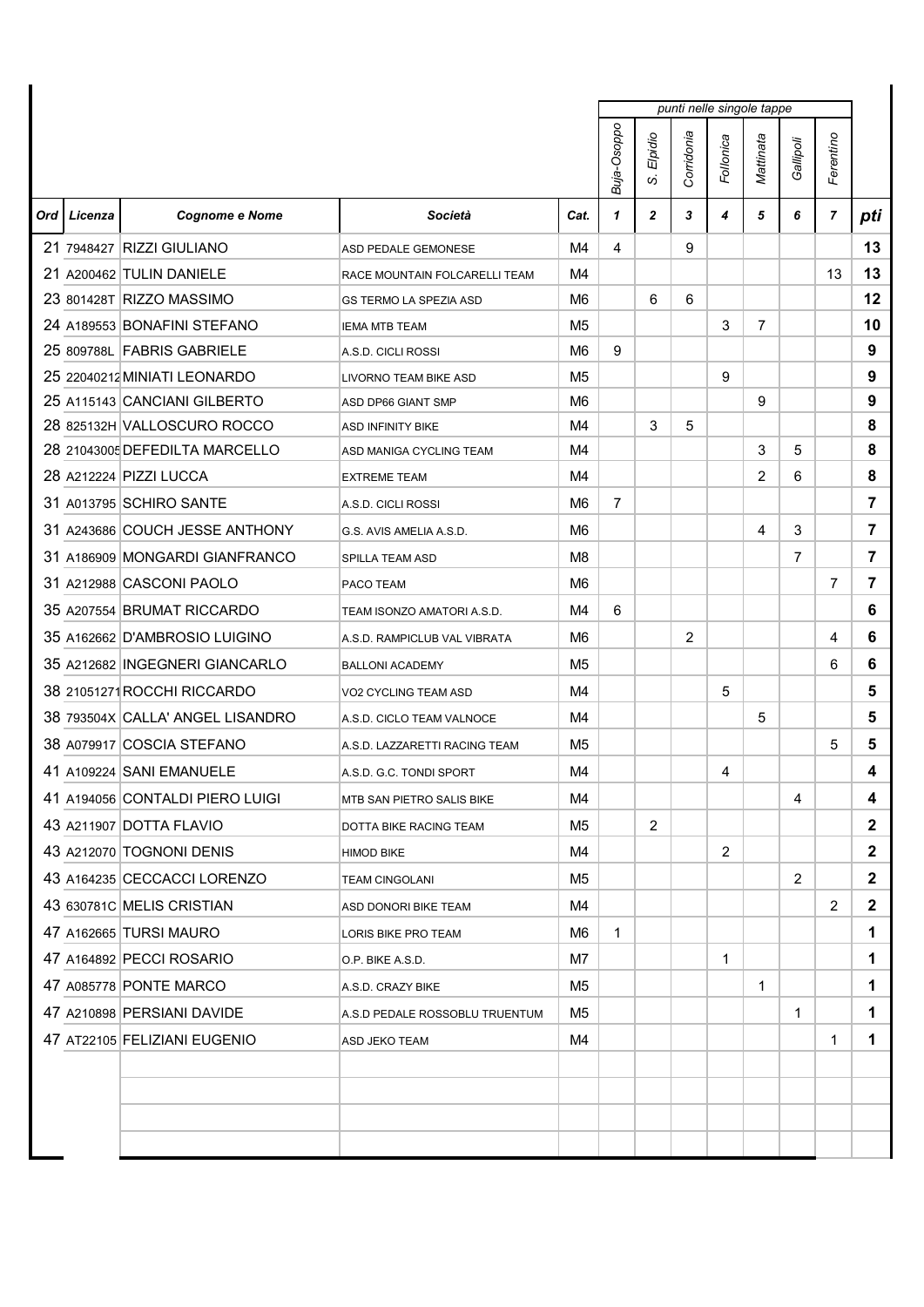| | | | | | punti nelle singole tappe | | | | | | | |
|---|---|---|---|---|---|---|---|---|---|---|---|---|
| | | | | | Buja-Osoppo | S. Elpidio | Corridonia | Follonica | Mattinata | Gallipoli | Ferentino | |
| Ord | Licenza | Cognome e Nome | Società | Cat. | 1 | 2 | 3 | 4 | 5 | 6 | 7 | pti |
| 21 | 7948427 | RIZZI GIULIANO | ASD PEDALE GEMONESE | M4 | 4 | | 9 | | | | | 13 |
| 21 | A200462 | TULIN DANIELE | RACE MOUNTAIN FOLCARELLI TEAM | M4 | | | | | | | 13 | 13 |
| 23 | 801428T | RIZZO MASSIMO | GS TERMO LA SPEZIA ASD | M6 | | 6 | 6 | | | | | 12 |
| 24 | A189553 | BONAFINI STEFANO | IEMA MTB TEAM | M5 | | | | 3 | 7 | | | 10 |
| 25 | 809788L | FABRIS GABRIELE | A.S.D. CICLI ROSSI | M6 | 9 | | | | | | | 9 |
| 25 | 22040212 | MINIATI LEONARDO | LIVORNO TEAM BIKE ASD | M5 | | | | 9 | | | | 9 |
| 25 | A115143 | CANCIANI GILBERTO | ASD DP66 GIANT SMP | M6 | | | | | 9 | | | 9 |
| 28 | 825132H | VALLOSCURO ROCCO | ASD INFINITY BIKE | M4 | | 3 | 5 | | | | | 8 |
| 28 | 21043005 | DEFEDILTA MARCELLO | ASD MANIGA CYCLING TEAM | M4 | | | | | 3 | 5 | | 8 |
| 28 | A212224 | PIZZI LUCCA | EXTREME TEAM | M4 | | | | | 2 | 6 | | 8 |
| 31 | A013795 | SCHIRO SANTE | A.S.D. CICLI ROSSI | M6 | 7 | | | | | | | 7 |
| 31 | A243686 | COUCH JESSE ANTHONY | G.S. AVIS AMELIA A.S.D. | M6 | | | | | 4 | 3 | | 7 |
| 31 | A186909 | MONGARDI GIANFRANCO | SPILLA TEAM ASD | M8 | | | | | | 7 | | 7 |
| 31 | A212988 | CASCONI PAOLO | PACO TEAM | M6 | | | | | | | 7 | 7 |
| 35 | A207554 | BRUMAT RICCARDO | TEAM ISONZO AMATORI A.S.D. | M4 | 6 | | | | | | | 6 |
| 35 | A162662 | D'AMBROSIO LUIGINO | A.S.D. RAMPICLUB VAL VIBRATA | M6 | | | 2 | | | | 4 | 6 |
| 35 | A212682 | INGEGNERI GIANCARLO | BALLONI ACADEMY | M5 | | | | | | | 6 | 6 |
| 38 | 21051271 | ROCCHI RICCARDO | VO2 CYCLING TEAM ASD | M4 | | | | 5 | | | | 5 |
| 38 | 793504X | CALLA' ANGEL LISANDRO | A.S.D. CICLO TEAM VALNOCE | M4 | | | | | 5 | | | 5 |
| 38 | A079917 | COSCIA STEFANO | A.S.D. LAZZARETTI RACING TEAM | M5 | | | | | | | 5 | 5 |
| 41 | A109224 | SANI EMANUELE | A.S.D. G.C. TONDI SPORT | M4 | | | | 4 | | | | 4 |
| 41 | A194056 | CONTALDI PIERO LUIGI | MTB SAN PIETRO SALIS BIKE | M4 | | | | | | 4 | | 4 |
| 43 | A211907 | DOTTA FLAVIO | DOTTA BIKE RACING TEAM | M5 | | 2 | | | | | | 2 |
| 43 | A212070 | TOGNONI DENIS | HIMOD BIKE | M4 | | | | 2 | | | | 2 |
| 43 | A164235 | CECCACCI LORENZO | TEAM CINGOLANI | M5 | | | | | | 2 | | 2 |
| 43 | 630781C | MELIS CRISTIAN | ASD DONORI BIKE TEAM | M4 | | | | | | | 2 | 2 |
| 47 | A162665 | TURSI MAURO | LORIS BIKE PRO TEAM | M6 | 1 | | | | | | | 1 |
| 47 | A164892 | PECCI ROSARIO | O.P. BIKE A.S.D. | M7 | | | | 1 | | | | 1 |
| 47 | A085778 | PONTE MARCO | A.S.D. CRAZY BIKE | M5 | | | | | 1 | | | 1 |
| 47 | A210898 | PERSIANI DAVIDE | A.S.D PEDALE ROSSOBLU TRUENTUM | M5 | | | | | | 1 | | 1 |
| 47 | AT22105 | FELIZIANI EUGENIO | ASD JEKO TEAM | M4 | | | | | | | 1 | 1 |